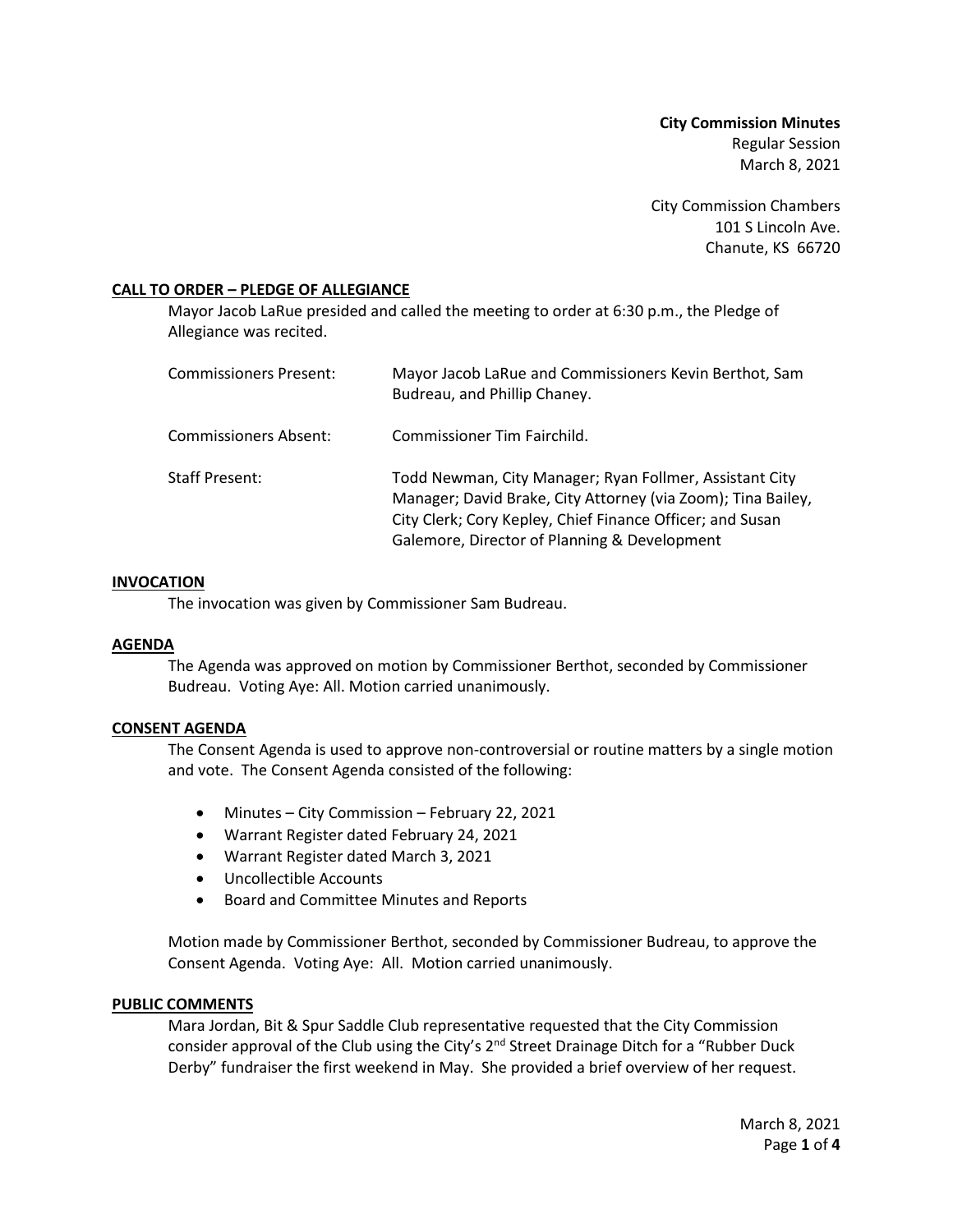**City Commission Minutes**
Regular Session
March 8, 2021

City Commission Chambers
101 S Lincoln Ave.
Chanute, KS 66720

## CALL TO ORDER – PLEDGE OF ALLEGIANCE

Mayor Jacob LaRue presided and called the meeting to order at 6:30 p.m., the Pledge of Allegiance was recited.

| | |
|---|---|
| Commissioners Present: | Mayor Jacob LaRue and Commissioners Kevin Berthot, Sam Budreau, and Phillip Chaney. |
| Commissioners Absent: | Commissioner Tim Fairchild. |
| Staff Present: | Todd Newman, City Manager; Ryan Follmer, Assistant City Manager; David Brake, City Attorney (via Zoom); Tina Bailey, City Clerk; Cory Kepley, Chief Finance Officer; and Susan Galemore, Director of Planning & Development |

## INVOCATION

The invocation was given by Commissioner Sam Budreau.

## AGENDA

The Agenda was approved on motion by Commissioner Berthot, seconded by Commissioner Budreau. Voting Aye: All. Motion carried unanimously.

## CONSENT AGENDA

The Consent Agenda is used to approve non-controversial or routine matters by a single motion and vote. The Consent Agenda consisted of the following:

- Minutes – City Commission – February 22, 2021
- Warrant Register dated February 24, 2021
- Warrant Register dated March 3, 2021
- Uncollectible Accounts
- Board and Committee Minutes and Reports

Motion made by Commissioner Berthot, seconded by Commissioner Budreau, to approve the Consent Agenda. Voting Aye: All. Motion carried unanimously.

## PUBLIC COMMENTS

Mara Jordan, Bit & Spur Saddle Club representative requested that the City Commission consider approval of the Club using the City's 2nd Street Drainage Ditch for a "Rubber Duck Derby" fundraiser the first weekend in May. She provided a brief overview of her request.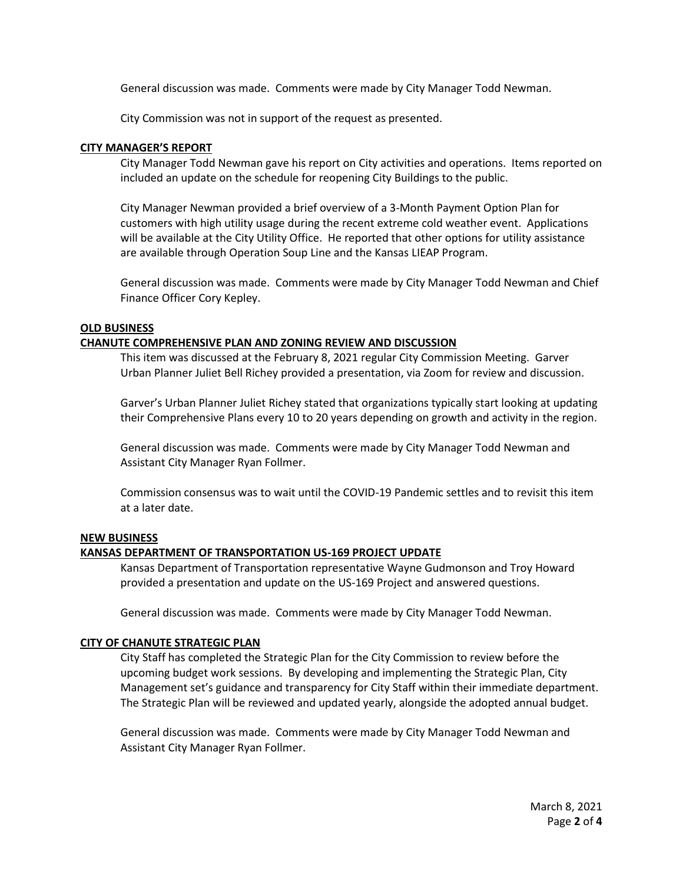General discussion was made. Comments were made by City Manager Todd Newman.

City Commission was not in support of the request as presented.

## CITY MANAGER'S REPORT

City Manager Todd Newman gave his report on City activities and operations. Items reported on included an update on the schedule for reopening City Buildings to the public.

City Manager Newman provided a brief overview of a 3-Month Payment Option Plan for customers with high utility usage during the recent extreme cold weather event. Applications will be available at the City Utility Office. He reported that other options for utility assistance are available through Operation Soup Line and the Kansas LIEAP Program.

General discussion was made. Comments were made by City Manager Todd Newman and Chief Finance Officer Cory Kepley.

## OLD BUSINESS

### CHANUTE COMPREHENSIVE PLAN AND ZONING REVIEW AND DISCUSSION

This item was discussed at the February 8, 2021 regular City Commission Meeting. Garver Urban Planner Juliet Bell Richey provided a presentation, via Zoom for review and discussion.

Garver's Urban Planner Juliet Richey stated that organizations typically start looking at updating their Comprehensive Plans every 10 to 20 years depending on growth and activity in the region.

General discussion was made. Comments were made by City Manager Todd Newman and Assistant City Manager Ryan Follmer.

Commission consensus was to wait until the COVID-19 Pandemic settles and to revisit this item at a later date.

## NEW BUSINESS

### KANSAS DEPARTMENT OF TRANSPORTATION US-169 PROJECT UPDATE

Kansas Department of Transportation representative Wayne Gudmonson and Troy Howard provided a presentation and update on the US-169 Project and answered questions.

General discussion was made. Comments were made by City Manager Todd Newman.

### CITY OF CHANUTE STRATEGIC PLAN

City Staff has completed the Strategic Plan for the City Commission to review before the upcoming budget work sessions. By developing and implementing the Strategic Plan, City Management set's guidance and transparency for City Staff within their immediate department. The Strategic Plan will be reviewed and updated yearly, alongside the adopted annual budget.

General discussion was made. Comments were made by City Manager Todd Newman and Assistant City Manager Ryan Follmer.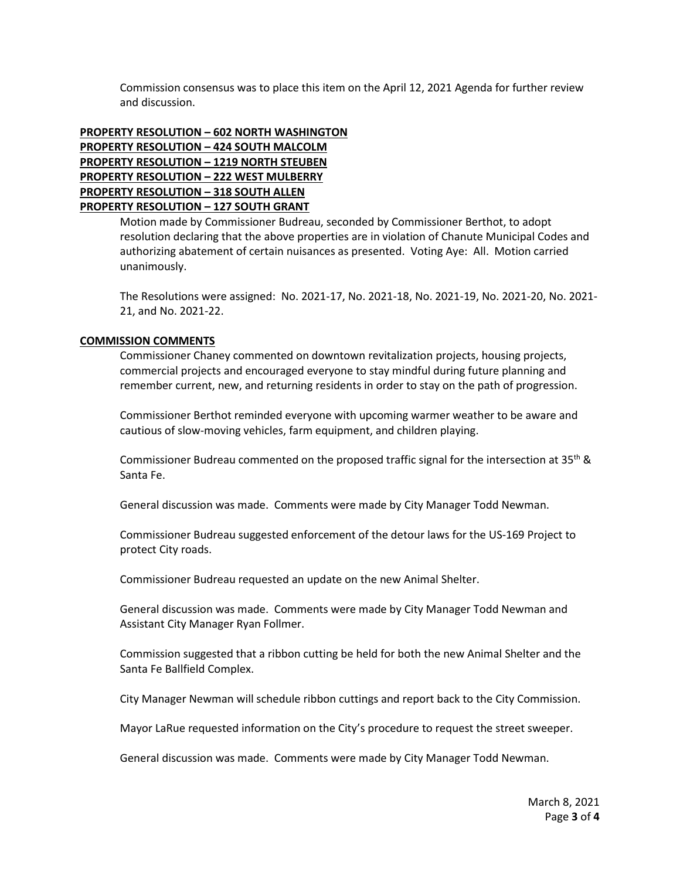Commission consensus was to place this item on the April 12, 2021 Agenda for further review and discussion.

**PROPERTY RESOLUTION – 602 NORTH WASHINGTON**
**PROPERTY RESOLUTION – 424 SOUTH MALCOLM**
**PROPERTY RESOLUTION – 1219 NORTH STEUBEN**
**PROPERTY RESOLUTION – 222 WEST MULBERRY**
**PROPERTY RESOLUTION – 318 SOUTH ALLEN**
**PROPERTY RESOLUTION – 127 SOUTH GRANT**

Motion made by Commissioner Budreau, seconded by Commissioner Berthot, to adopt resolution declaring that the above properties are in violation of Chanute Municipal Codes and authorizing abatement of certain nuisances as presented. Voting Aye: All. Motion carried unanimously.

The Resolutions were assigned: No. 2021-17, No. 2021-18, No. 2021-19, No. 2021-20, No. 2021-21, and No. 2021-22.

**COMMISSION COMMENTS**

Commissioner Chaney commented on downtown revitalization projects, housing projects, commercial projects and encouraged everyone to stay mindful during future planning and remember current, new, and returning residents in order to stay on the path of progression.

Commissioner Berthot reminded everyone with upcoming warmer weather to be aware and cautious of slow-moving vehicles, farm equipment, and children playing.

Commissioner Budreau commented on the proposed traffic signal for the intersection at 35th & Santa Fe.

General discussion was made. Comments were made by City Manager Todd Newman.

Commissioner Budreau suggested enforcement of the detour laws for the US-169 Project to protect City roads.

Commissioner Budreau requested an update on the new Animal Shelter.

General discussion was made. Comments were made by City Manager Todd Newman and Assistant City Manager Ryan Follmer.

Commission suggested that a ribbon cutting be held for both the new Animal Shelter and the Santa Fe Ballfield Complex.

City Manager Newman will schedule ribbon cuttings and report back to the City Commission.

Mayor LaRue requested information on the City's procedure to request the street sweeper.

General discussion was made. Comments were made by City Manager Todd Newman.

March 8, 2021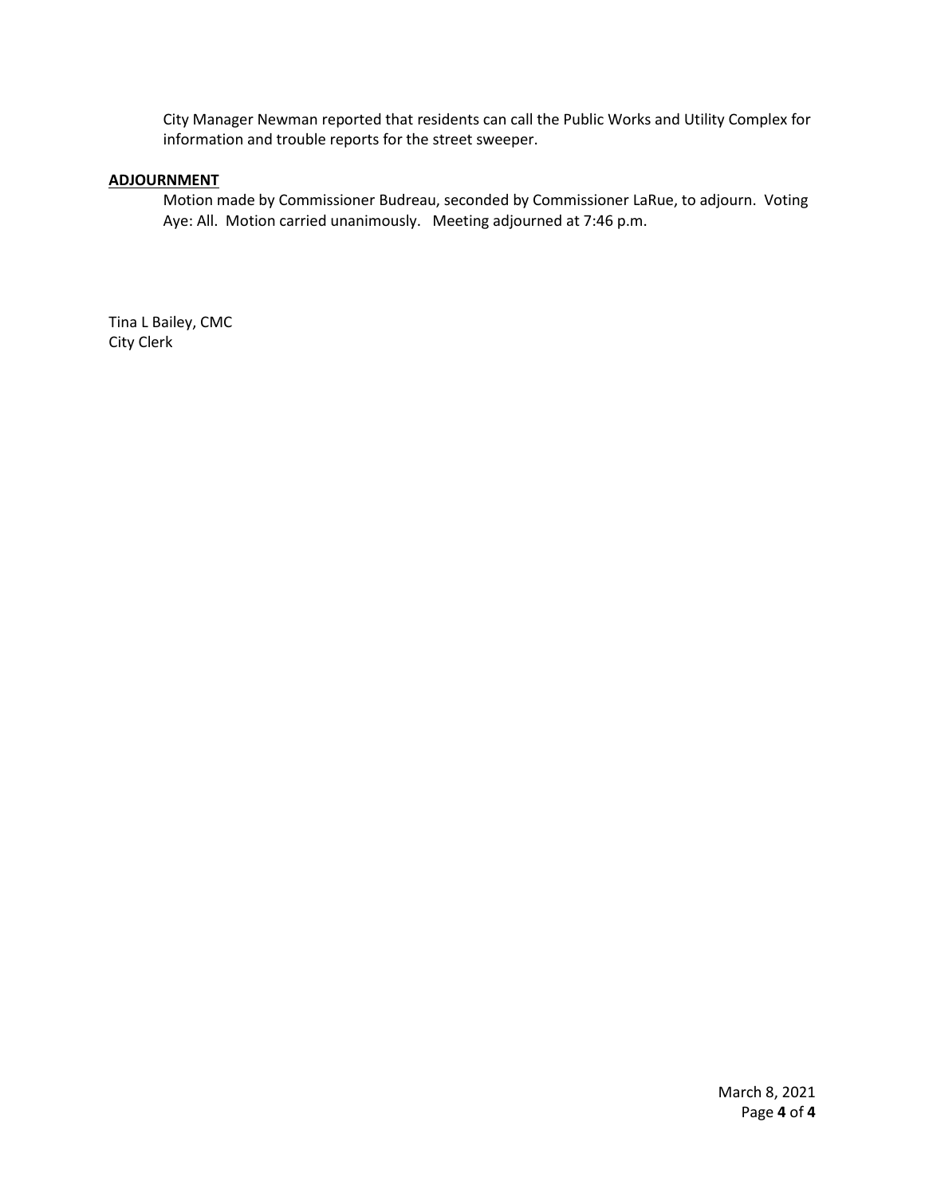City Manager Newman reported that residents can call the Public Works and Utility Complex for information and trouble reports for the street sweeper.

**ADJOURNMENT**

Motion made by Commissioner Budreau, seconded by Commissioner LaRue, to adjourn. Voting Aye: All. Motion carried unanimously. Meeting adjourned at 7:46 p.m.

Tina L Bailey, CMC
City Clerk